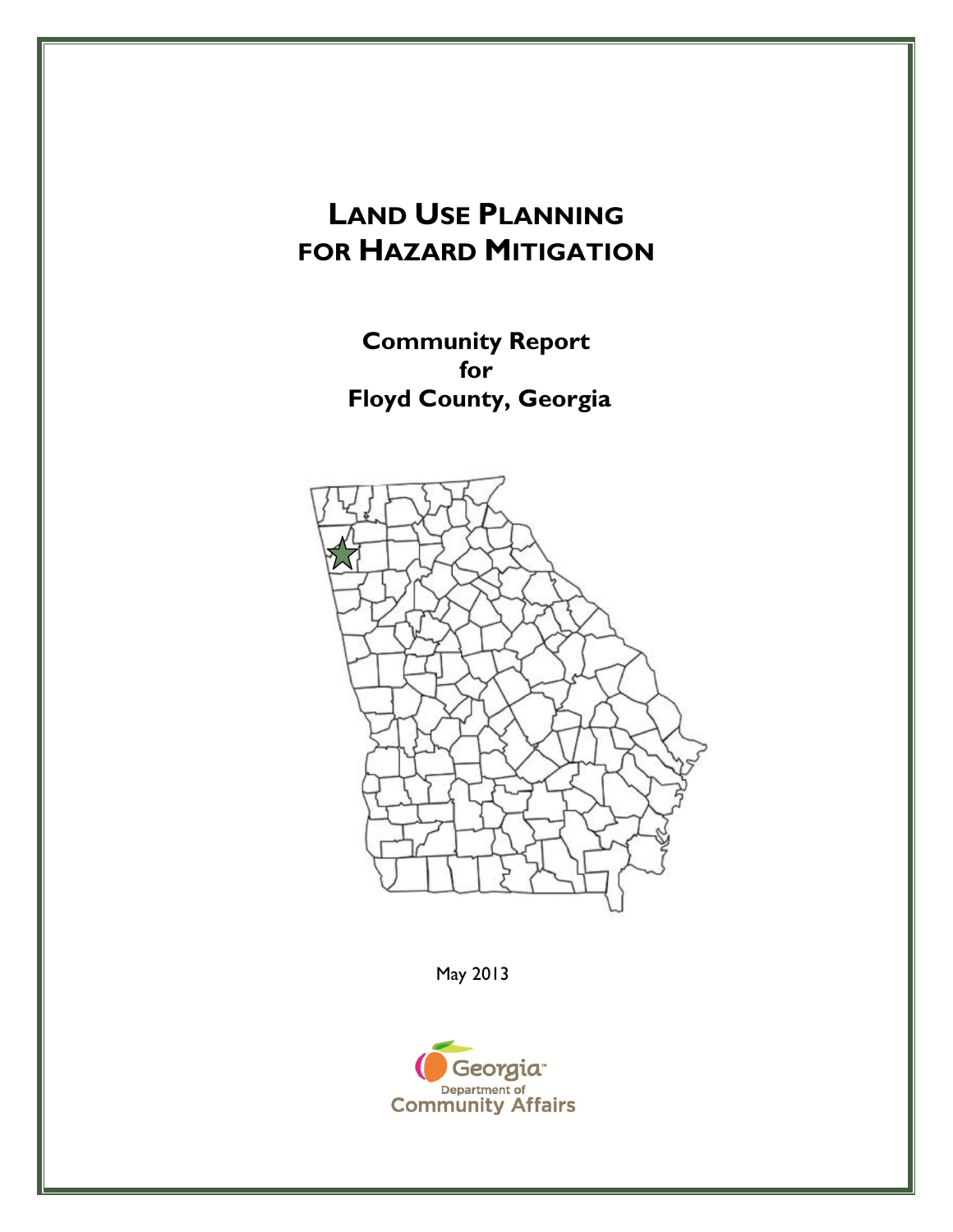# LAND USE PLANNING FOR HAZARD MITIGATION

## Community Report for Floyd County, Georgia

May 2013

Georgia Department of Community Affairs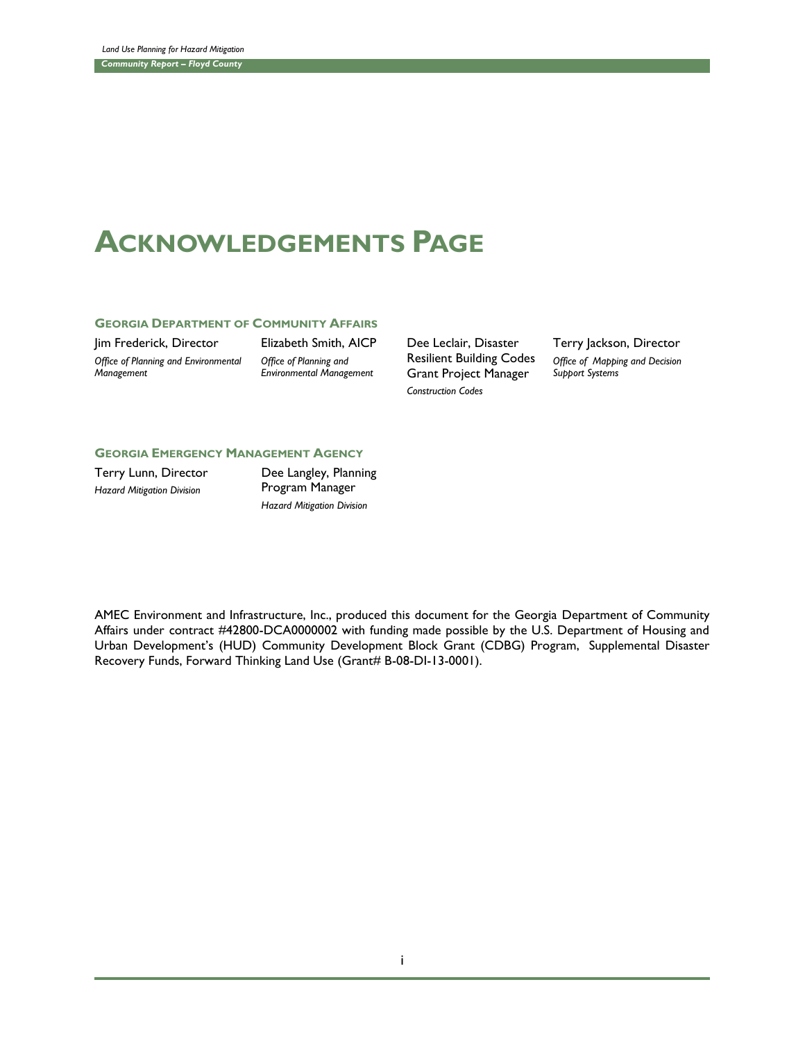# Acknowledgements Page

### Georgia Department of Community Affairs

Jim Frederick, Director
*Office of Planning and Environmental Management*

Elizabeth Smith, AICP
*Office of Planning and Environmental Management*

Dee Leclair, Disaster Resilient Building Codes Grant Project Manager
*Construction Codes*

Terry Jackson, Director
*Office of Mapping and Decision Support Systems*

### Georgia Emergency Management Agency

Terry Lunn, Director
*Hazard Mitigation Division*

Dee Langley, Planning Program Manager
*Hazard Mitigation Division*

AMEC Environment and Infrastructure, Inc., produced this document for the Georgia Department of Community Affairs under contract #42800-DCA0000002 with funding made possible by the U.S. Department of Housing and Urban Development's (HUD) Community Development Block Grant (CDBG) Program, Supplemental Disaster Recovery Funds, Forward Thinking Land Use (Grant# B-08-DI-13-0001).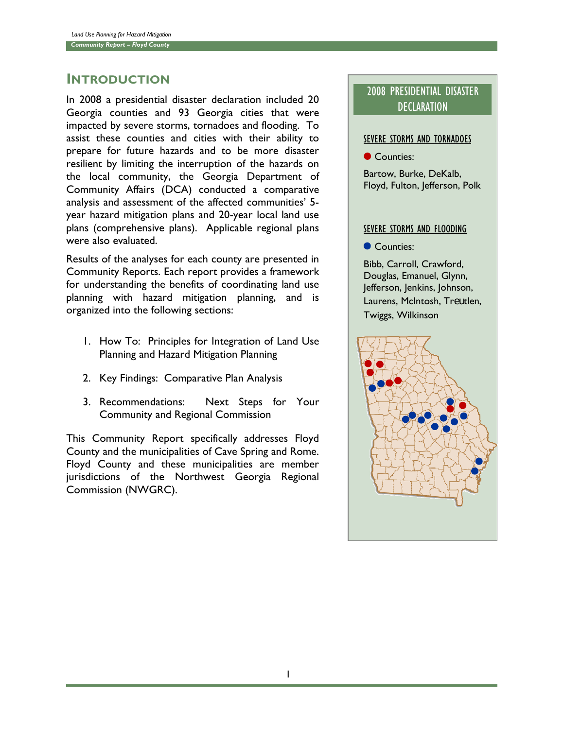## Introduction

In 2008 a presidential disaster declaration included 20 Georgia counties and 93 Georgia cities that were impacted by severe storms, tornadoes and flooding. To assist these counties and cities with their ability to prepare for future hazards and to be more disaster resilient by limiting the interruption of the hazards on the local community, the Georgia Department of Community Affairs (DCA) conducted a comparative analysis and assessment of the affected communities' 5-year hazard mitigation plans and 20-year local land use plans (comprehensive plans). Applicable regional plans were also evaluated.

Results of the analyses for each county are presented in Community Reports. Each report provides a framework for understanding the benefits of coordinating land use planning with hazard mitigation planning, and is organized into the following sections:

1. How To: Principles for Integration of Land Use Planning and Hazard Mitigation Planning
2. Key Findings: Comparative Plan Analysis
3. Recommendations: Next Steps for Your Community and Regional Commission

This Community Report specifically addresses Floyd County and the municipalities of Cave Spring and Rome. Floyd County and these municipalities are member jurisdictions of the Northwest Georgia Regional Commission (NWGRC).

### 2008 Presidential Disaster Declaration

**Severe Storms and Tornadoes**

● Counties:

Bartow, Burke, DeKalb, Floyd, Fulton, Jefferson, Polk

**Severe Storms and Flooding**

● Counties:

Bibb, Carroll, Crawford, Douglas, Emanuel, Glynn, Jefferson, Jenkins, Johnson, Laurens, McIntosh, Treutlen, Twiggs, Wilkinson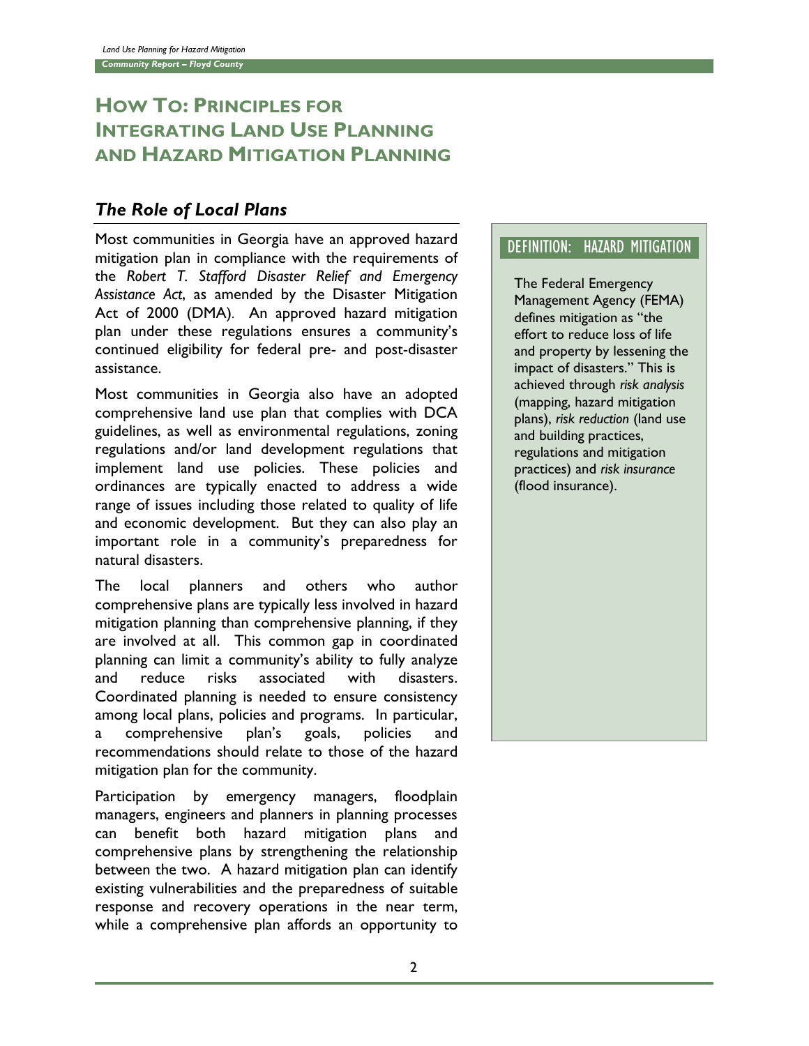# HOW TO: PRINCIPLES FOR INTEGRATING LAND USE PLANNING AND HAZARD MITIGATION PLANNING

## *The Role of Local Plans*

Most communities in Georgia have an approved hazard mitigation plan in compliance with the requirements of the *Robert T. Stafford Disaster Relief and Emergency Assistance Act*, as amended by the Disaster Mitigation Act of 2000 (DMA). An approved hazard mitigation plan under these regulations ensures a community's continued eligibility for federal pre- and post-disaster assistance.

Most communities in Georgia also have an adopted comprehensive land use plan that complies with DCA guidelines, as well as environmental regulations, zoning regulations and/or land development regulations that implement land use policies. These policies and ordinances are typically enacted to address a wide range of issues including those related to quality of life and economic development. But they can also play an important role in a community's preparedness for natural disasters.

The local planners and others who author comprehensive plans are typically less involved in hazard mitigation planning than comprehensive planning, if they are involved at all. This common gap in coordinated planning can limit a community's ability to fully analyze and reduce risks associated with disasters. Coordinated planning is needed to ensure consistency among local plans, policies and programs. In particular, a comprehensive plan's goals, policies and recommendations should relate to those of the hazard mitigation plan for the community.

Participation by emergency managers, floodplain managers, engineers and planners in planning processes can benefit both hazard mitigation plans and comprehensive plans by strengthening the relationship between the two. A hazard mitigation plan can identify existing vulnerabilities and the preparedness of suitable response and recovery operations in the near term, while a comprehensive plan affords an opportunity to

### DEFINITION: HAZARD MITIGATION

The Federal Emergency Management Agency (FEMA) defines mitigation as "the effort to reduce loss of life and property by lessening the impact of disasters." This is achieved through *risk analysis* (mapping, hazard mitigation plans), *risk reduction* (land use and building practices, regulations and mitigation practices) and *risk insurance* (flood insurance).